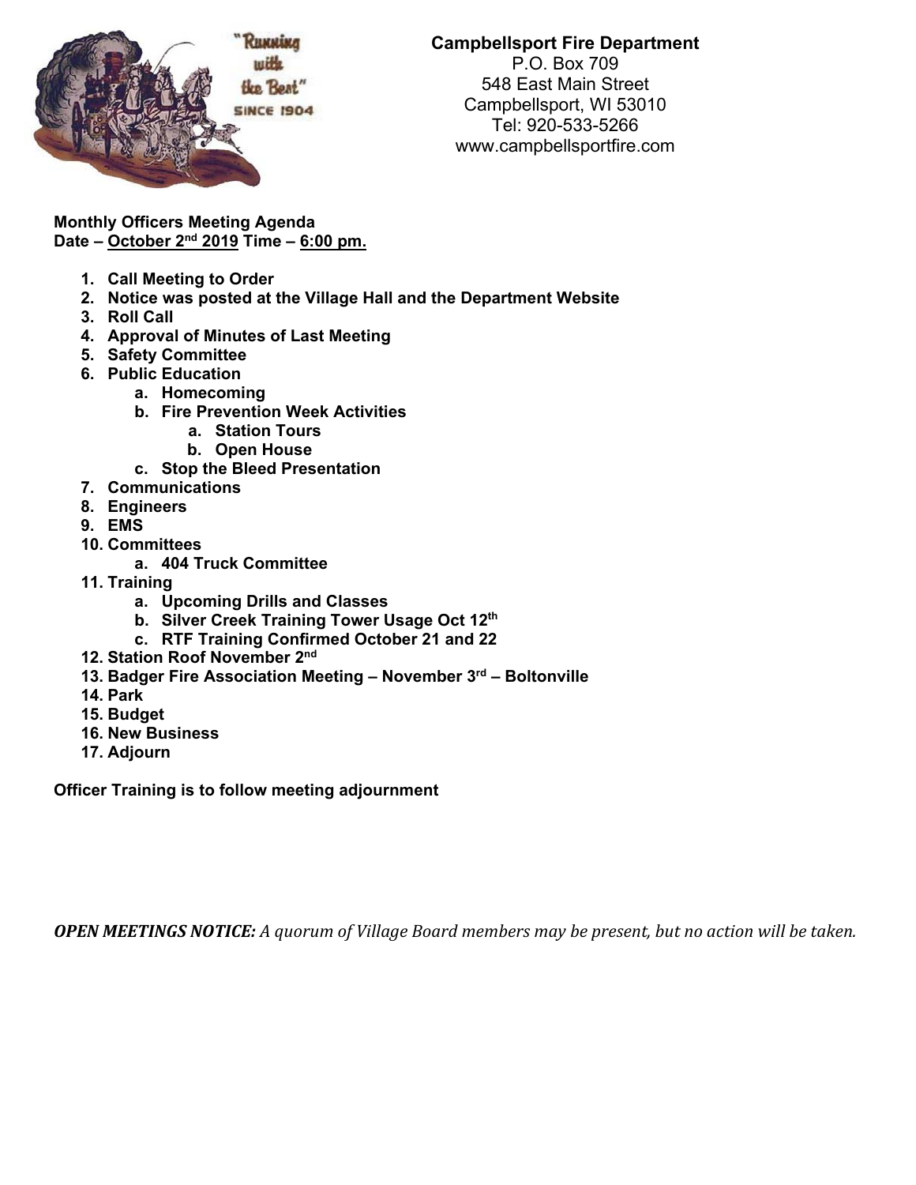**Campbellsport Fire Department**
P.O. Box 709
548 East Main Street
Campbellsport, WI 53010
Tel: 920-533-5266
www.campbellsportfire.com

**Monthly Officers Meeting Agenda**
**Date – October 2nd 2019 Time – 6:00 pm.**

1. **Call Meeting to Order**
2. **Notice was posted at the Village Hall and the Department Website**
3. **Roll Call**
4. **Approval of Minutes of Last Meeting**
5. **Safety Committee**
6. **Public Education**
    a. **Homecoming**
    b. **Fire Prevention Week Activities**
        a. **Station Tours**
        b. **Open House**
    c. **Stop the Bleed Presentation**
7. **Communications**
8. **Engineers**
9. **EMS**
10. **Committees**
    a. **404 Truck Committee**
11. **Training**
    a. **Upcoming Drills and Classes**
    b. **Silver Creek Training Tower Usage Oct 12th**
    c. **RTF Training Confirmed October 21 and 22**
12. **Station Roof November 2nd**
13. **Badger Fire Association Meeting – November 3rd – Boltonville**
14. **Park**
15. **Budget**
16. **New Business**
17. **Adjourn**

**Officer Training is to follow meeting adjournment**

***OPEN MEETINGS NOTICE:*** *A quorum of Village Board members may be present, but no action will be taken.*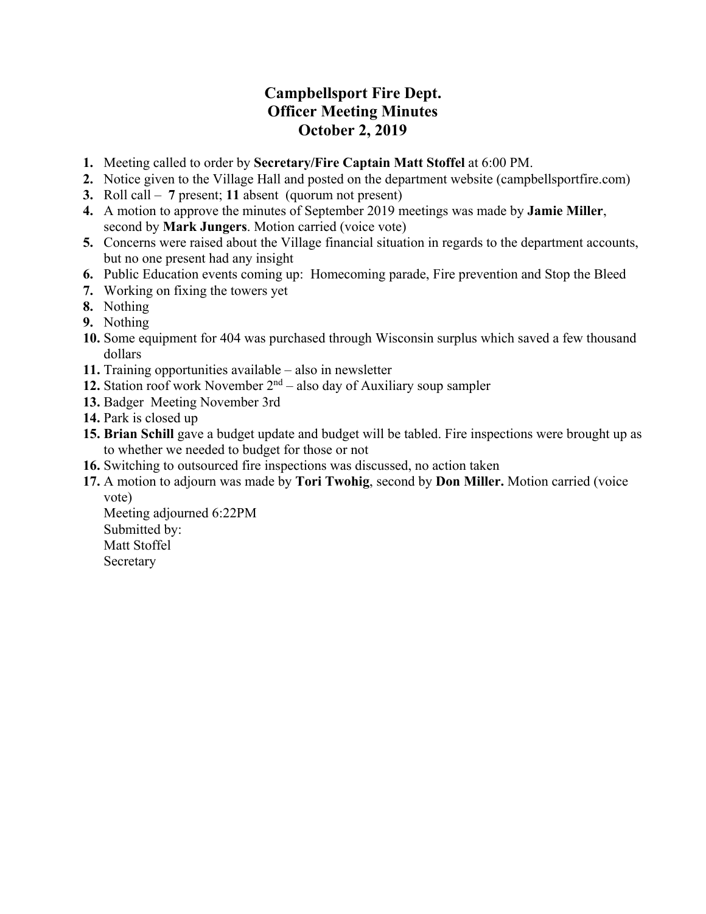# Campbellsport Fire Dept.
# Officer Meeting Minutes
# October 2, 2019

1. Meeting called to order by **Secretary/Fire Captain Matt Stoffel** at 6:00 PM.
2. Notice given to the Village Hall and posted on the department website (campbellsportfire.com)
3. Roll call – **7** present; **11** absent (quorum not present)
4. A motion to approve the minutes of September 2019 meetings was made by **Jamie Miller**, second by **Mark Jungers**. Motion carried (voice vote)
5. Concerns were raised about the Village financial situation in regards to the department accounts, but no one present had any insight
6. Public Education events coming up: Homecoming parade, Fire prevention and Stop the Bleed
7. Working on fixing the towers yet
8. Nothing
9. Nothing
10. Some equipment for 404 was purchased through Wisconsin surplus which saved a few thousand dollars
11. Training opportunities available – also in newsletter
12. Station roof work November 2nd – also day of Auxiliary soup sampler
13. Badger Meeting November 3rd
14. Park is closed up
15. **Brian Schill** gave a budget update and budget will be tabled. Fire inspections were brought up as to whether we needed to budget for those or not
16. Switching to outsourced fire inspections was discussed, no action taken
17. A motion to adjourn was made by **Tori Twohig**, second by **Don Miller.** Motion carried (voice vote)

    Meeting adjourned 6:22PM
    Submitted by:
    Matt Stoffel
    Secretary